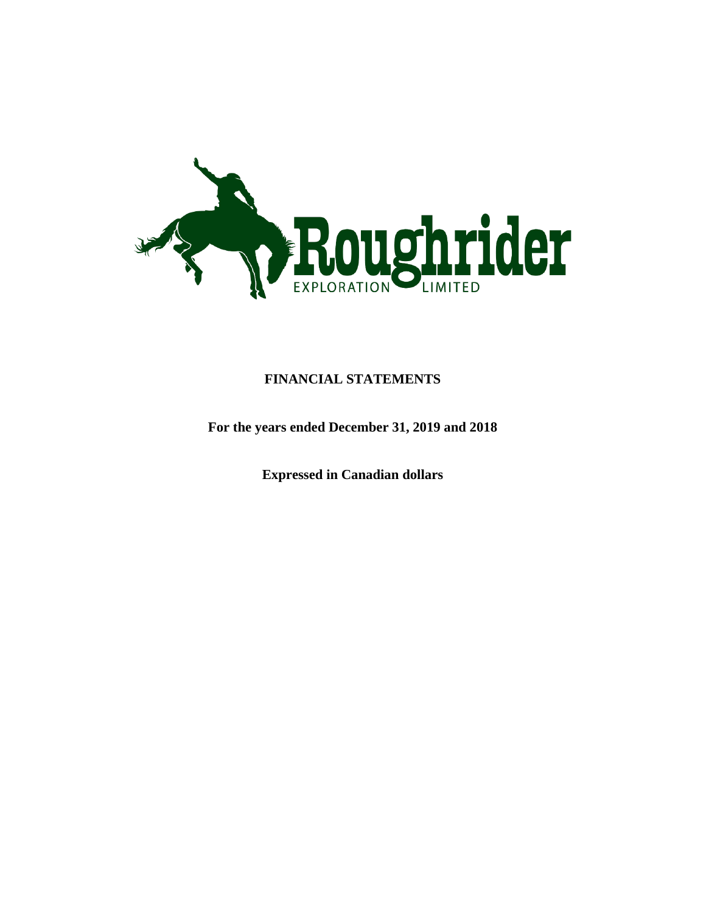Roughrider

EXPLORATION LIMITED

**FINANCIAL STATEMENTS**

**For the years ended December 31, 2019 and 2018**

**Expressed in Canadian dollars**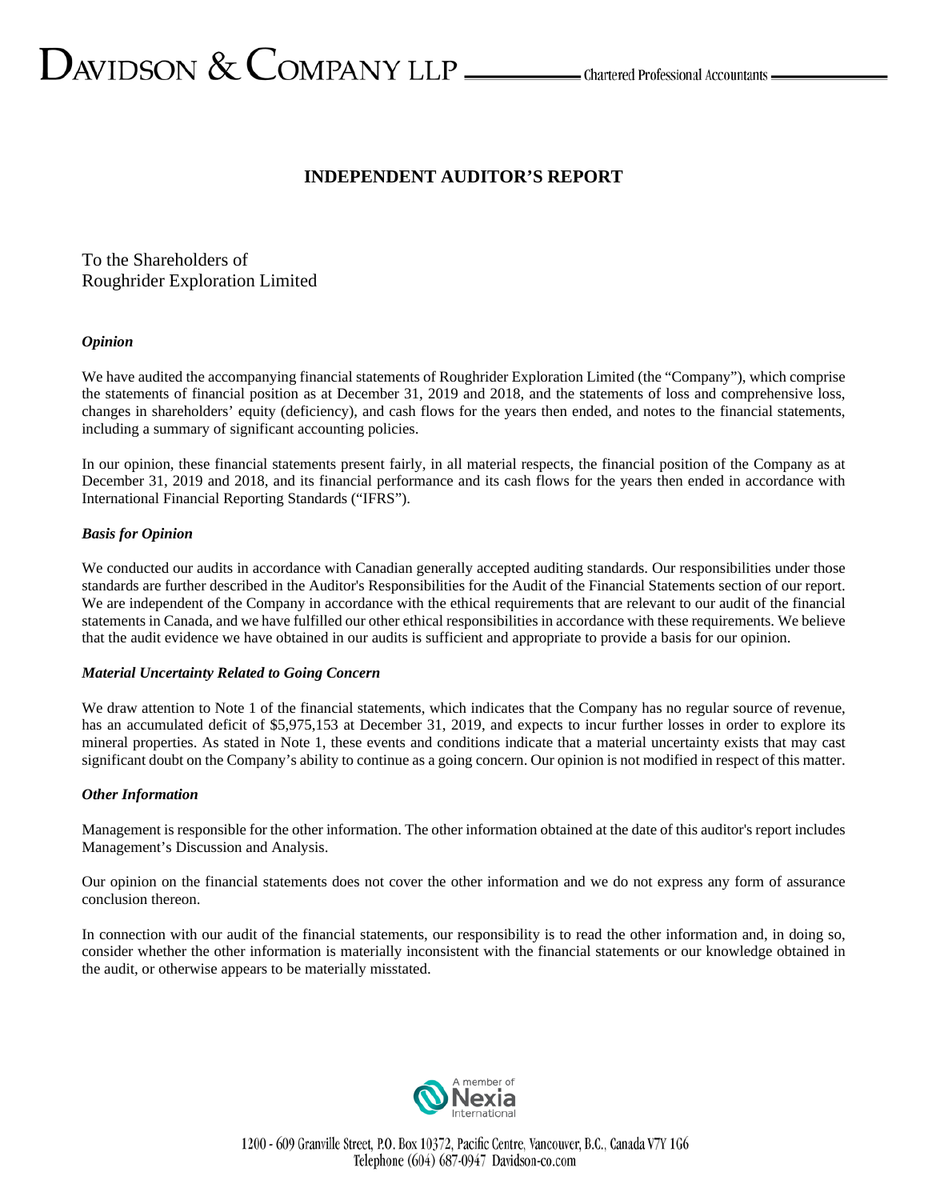## INDEPENDENT AUDITOR'S REPORT

To the Shareholders of
Roughrider Exploration Limited

### *Opinion*

We have audited the accompanying financial statements of Roughrider Exploration Limited (the "Company"), which comprise the statements of financial position as at December 31, 2019 and 2018, and the statements of loss and comprehensive loss, changes in shareholders' equity (deficiency), and cash flows for the years then ended, and notes to the financial statements, including a summary of significant accounting policies.

In our opinion, these financial statements present fairly, in all material respects, the financial position of the Company as at December 31, 2019 and 2018, and its financial performance and its cash flows for the years then ended in accordance with International Financial Reporting Standards ("IFRS").

### *Basis for Opinion*

We conducted our audits in accordance with Canadian generally accepted auditing standards. Our responsibilities under those standards are further described in the Auditor's Responsibilities for the Audit of the Financial Statements section of our report. We are independent of the Company in accordance with the ethical requirements that are relevant to our audit of the financial statements in Canada, and we have fulfilled our other ethical responsibilities in accordance with these requirements. We believe that the audit evidence we have obtained in our audits is sufficient and appropriate to provide a basis for our opinion.

### *Material Uncertainty Related to Going Concern*

We draw attention to Note 1 of the financial statements, which indicates that the Company has no regular source of revenue, has an accumulated deficit of $5,975,153 at December 31, 2019, and expects to incur further losses in order to explore its mineral properties. As stated in Note 1, these events and conditions indicate that a material uncertainty exists that may cast significant doubt on the Company's ability to continue as a going concern. Our opinion is not modified in respect of this matter.

### *Other Information*

Management is responsible for the other information. The other information obtained at the date of this auditor's report includes Management's Discussion and Analysis.

Our opinion on the financial statements does not cover the other information and we do not express any form of assurance conclusion thereon.

In connection with our audit of the financial statements, our responsibility is to read the other information and, in doing so, consider whether the other information is materially inconsistent with the financial statements or our knowledge obtained in the audit, or otherwise appears to be materially misstated.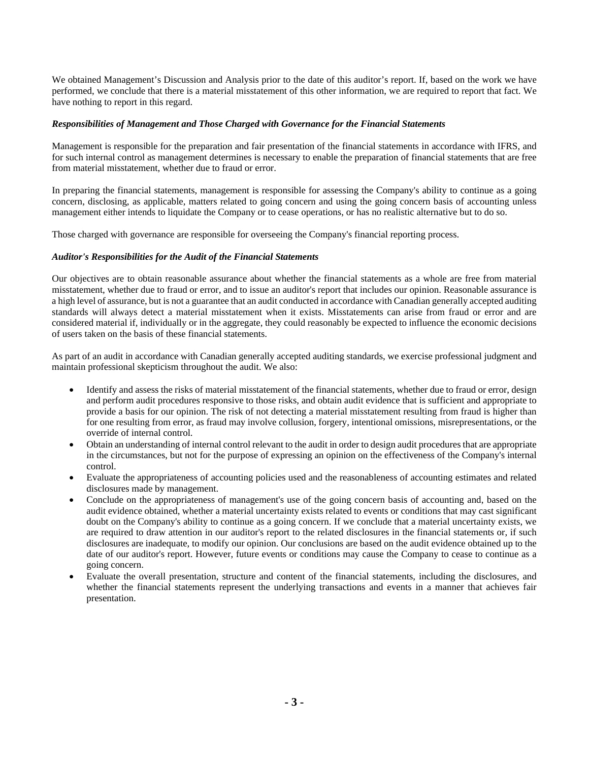We obtained Management's Discussion and Analysis prior to the date of this auditor's report. If, based on the work we have performed, we conclude that there is a material misstatement of this other information, we are required to report that fact. We have nothing to report in this regard.

***Responsibilities of Management and Those Charged with Governance for the Financial Statements***

Management is responsible for the preparation and fair presentation of the financial statements in accordance with IFRS, and for such internal control as management determines is necessary to enable the preparation of financial statements that are free from material misstatement, whether due to fraud or error.

In preparing the financial statements, management is responsible for assessing the Company's ability to continue as a going concern, disclosing, as applicable, matters related to going concern and using the going concern basis of accounting unless management either intends to liquidate the Company or to cease operations, or has no realistic alternative but to do so.

Those charged with governance are responsible for overseeing the Company's financial reporting process.

***Auditor's Responsibilities for the Audit of the Financial Statements***

Our objectives are to obtain reasonable assurance about whether the financial statements as a whole are free from material misstatement, whether due to fraud or error, and to issue an auditor's report that includes our opinion. Reasonable assurance is a high level of assurance, but is not a guarantee that an audit conducted in accordance with Canadian generally accepted auditing standards will always detect a material misstatement when it exists. Misstatements can arise from fraud or error and are considered material if, individually or in the aggregate, they could reasonably be expected to influence the economic decisions of users taken on the basis of these financial statements.

As part of an audit in accordance with Canadian generally accepted auditing standards, we exercise professional judgment and maintain professional skepticism throughout the audit. We also:

- Identify and assess the risks of material misstatement of the financial statements, whether due to fraud or error, design and perform audit procedures responsive to those risks, and obtain audit evidence that is sufficient and appropriate to provide a basis for our opinion. The risk of not detecting a material misstatement resulting from fraud is higher than for one resulting from error, as fraud may involve collusion, forgery, intentional omissions, misrepresentations, or the override of internal control.
- Obtain an understanding of internal control relevant to the audit in order to design audit procedures that are appropriate in the circumstances, but not for the purpose of expressing an opinion on the effectiveness of the Company's internal control.
- Evaluate the appropriateness of accounting policies used and the reasonableness of accounting estimates and related disclosures made by management.
- Conclude on the appropriateness of management's use of the going concern basis of accounting and, based on the audit evidence obtained, whether a material uncertainty exists related to events or conditions that may cast significant doubt on the Company's ability to continue as a going concern. If we conclude that a material uncertainty exists, we are required to draw attention in our auditor's report to the related disclosures in the financial statements or, if such disclosures are inadequate, to modify our opinion. Our conclusions are based on the audit evidence obtained up to the date of our auditor's report. However, future events or conditions may cause the Company to cease to continue as a going concern.
- Evaluate the overall presentation, structure and content of the financial statements, including the disclosures, and whether the financial statements represent the underlying transactions and events in a manner that achieves fair presentation.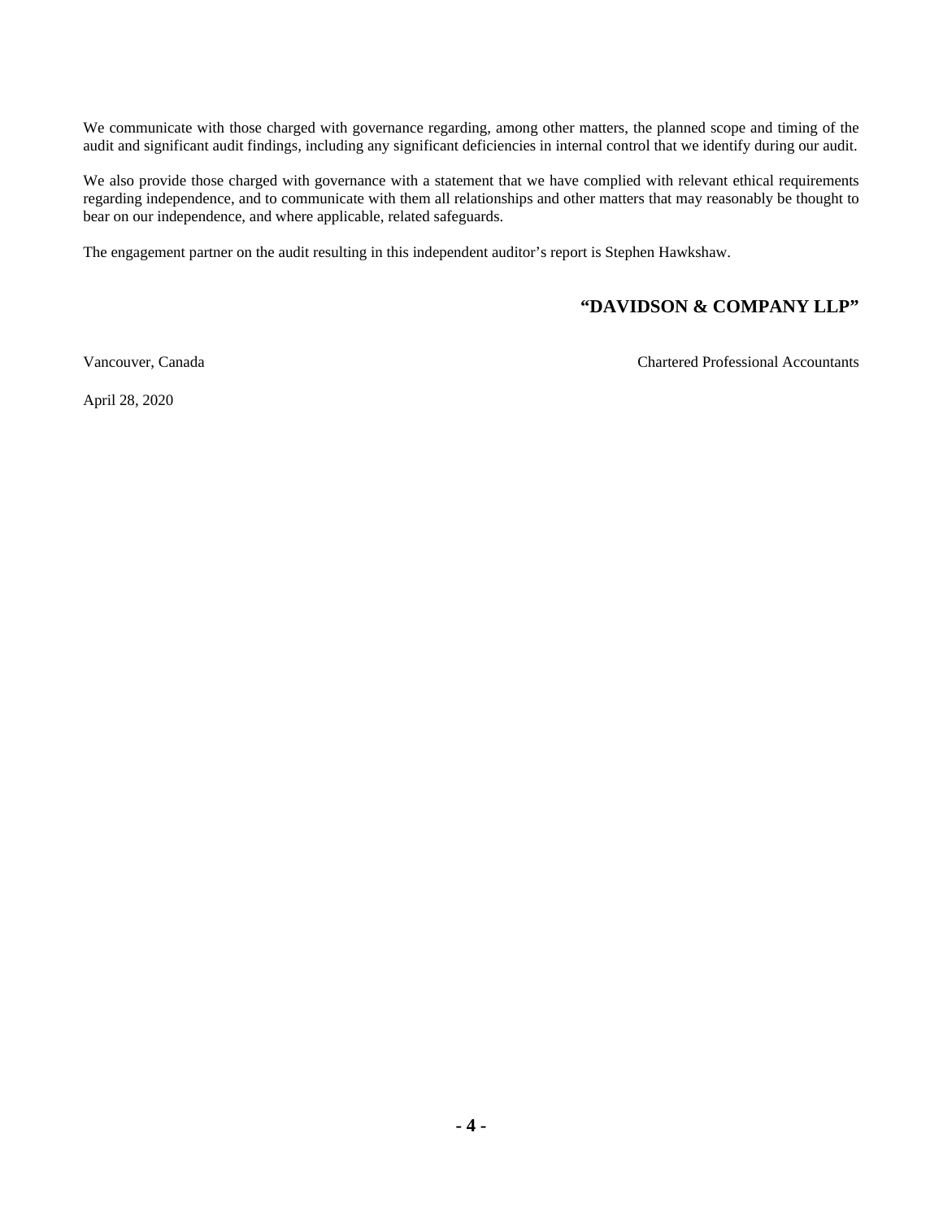We communicate with those charged with governance regarding, among other matters, the planned scope and timing of the audit and significant audit findings, including any significant deficiencies in internal control that we identify during our audit.

We also provide those charged with governance with a statement that we have complied with relevant ethical requirements regarding independence, and to communicate with them all relationships and other matters that may reasonably be thought to bear on our independence, and where applicable, related safeguards.

The engagement partner on the audit resulting in this independent auditor's report is Stephen Hawkshaw.

**"DAVIDSON & COMPANY LLP"**

Vancouver, Canada

Chartered Professional Accountants

April 28, 2020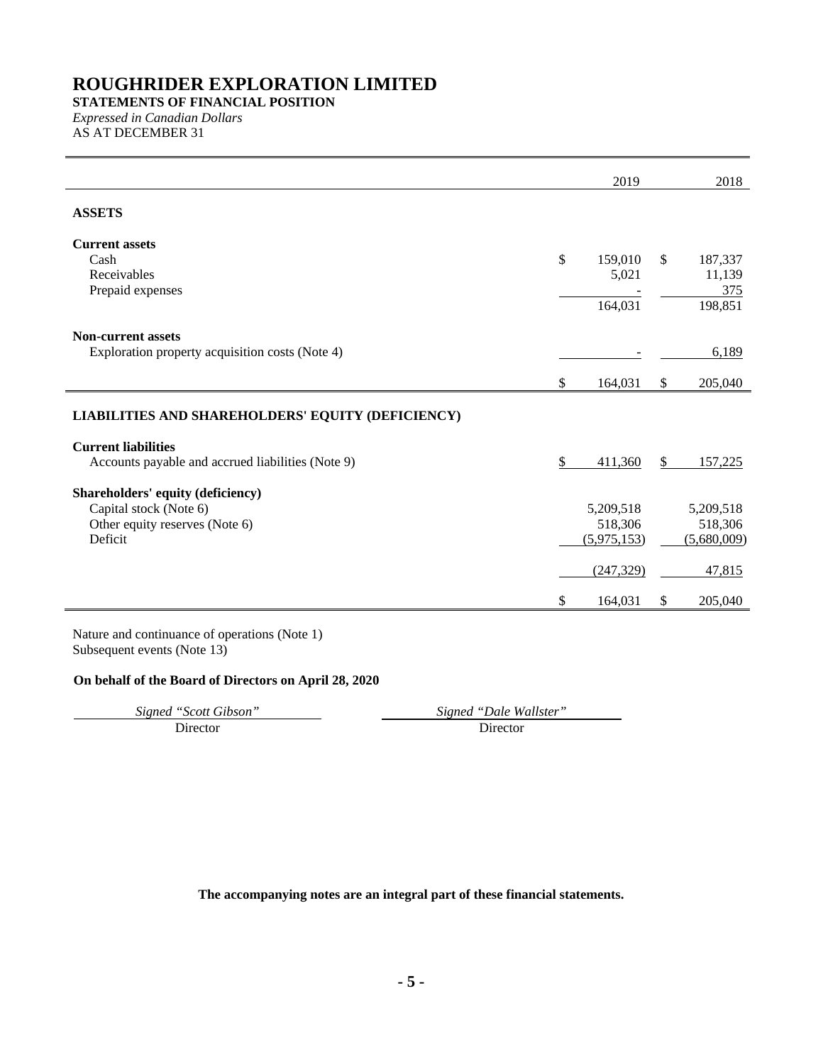# ROUGHRIDER EXPLORATION LIMITED

**STATEMENTS OF FINANCIAL POSITION**

*Expressed in Canadian Dollars*

AS AT DECEMBER 31

| | 2019 | 2018 |
|---|---|---|
| **ASSETS** | | |
| **Current assets** | | |
| Cash | $ 159,010 | $ 187,337 |
| Receivables | 5,021 | 11,139 |
| Prepaid expenses | - | 375 |
| | 164,031 | 198,851 |
| **Non-current assets** | | |
| Exploration property acquisition costs (Note 4) | - | 6,189 |
| | $ 164,031 | $ 205,040 |
| **LIABILITIES AND SHAREHOLDERS' EQUITY (DEFICIENCY)** | | |
| **Current liabilities** | | |
| Accounts payable and accrued liabilities (Note 9) | $ 411,360 | $ 157,225 |
| **Shareholders' equity (deficiency)** | | |
| Capital stock (Note 6) | 5,209,518 | 5,209,518 |
| Other equity reserves (Note 6) | 518,306 | 518,306 |
| Deficit | (5,975,153) | (5,680,009) |
| | (247,329) | 47,815 |
| | $ 164,031 | $ 205,040 |

Nature and continuance of operations (Note 1)
Subsequent events (Note 13)

**On behalf of the Board of Directors on April 28, 2020**

| *Signed "Scott Gibson"* | *Signed "Dale Wallster"* |
|---|---|
| Director | Director |

**The accompanying notes are an integral part of these financial statements.**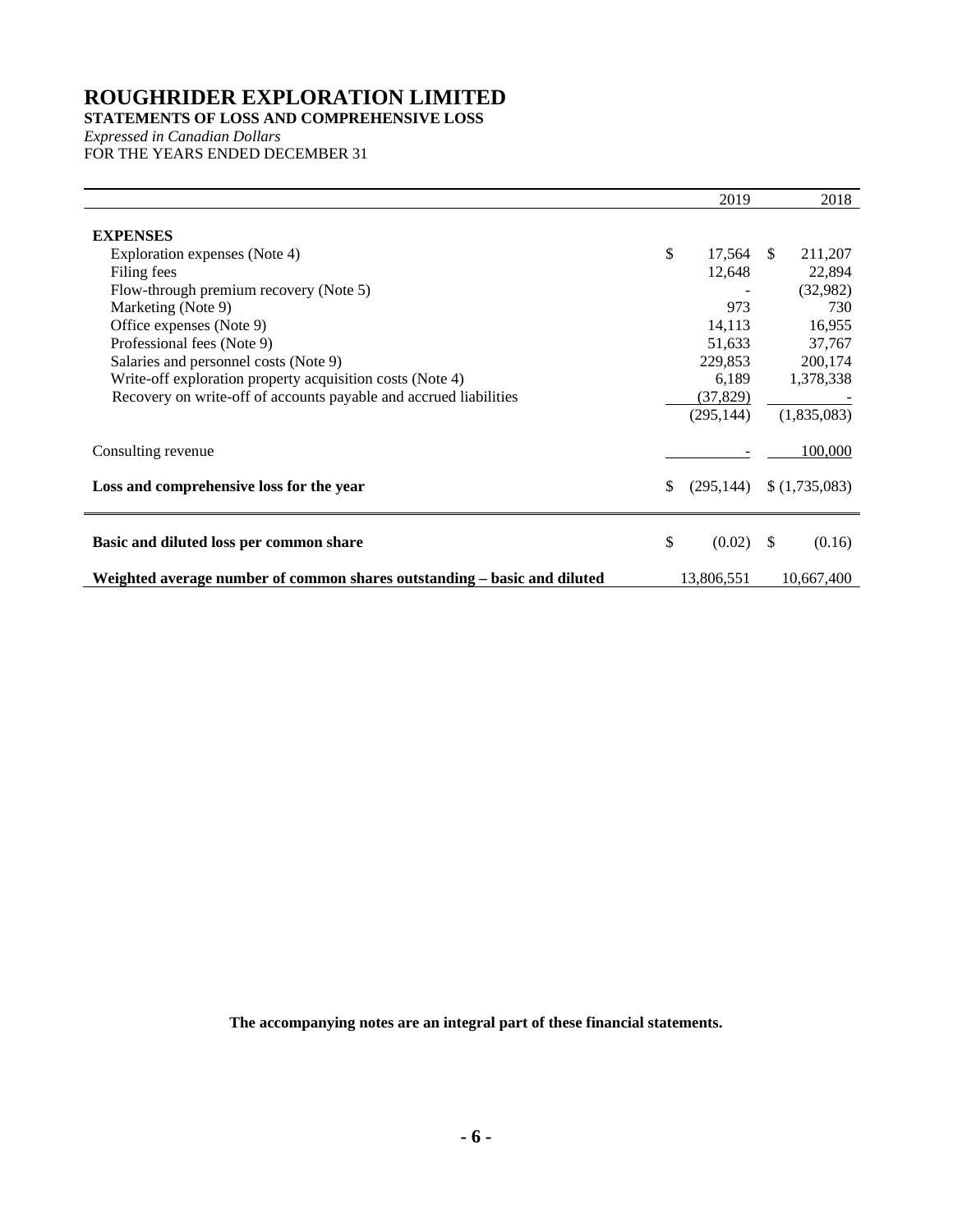# ROUGHRIDER EXPLORATION LIMITED

**STATEMENTS OF LOSS AND COMPREHENSIVE LOSS**

*Expressed in Canadian Dollars*

FOR THE YEARS ENDED DECEMBER 31

| | 2019 | 2018 |
|---|---|---|
| **EXPENSES** | | |
| Exploration expenses (Note 4) | $ 17,564 | $ 211,207 |
| Filing fees | 12,648 | 22,894 |
| Flow-through premium recovery (Note 5) | - | (32,982) |
| Marketing (Note 9) | 973 | 730 |
| Office expenses (Note 9) | 14,113 | 16,955 |
| Professional fees (Note 9) | 51,633 | 37,767 |
| Salaries and personnel costs (Note 9) | 229,853 | 200,174 |
| Write-off exploration property acquisition costs (Note 4) | 6,189 | 1,378,338 |
| Recovery on write-off of accounts payable and accrued liabilities | (37,829) | - |
| | (295,144) | (1,835,083) |
| Consulting revenue | - | 100,000 |
| **Loss and comprehensive loss for the year** | $ (295,144) | $ (1,735,083) |
| **Basic and diluted loss per common share** | $ (0.02) | $ (0.16) |
| **Weighted average number of common shares outstanding – basic and diluted** | 13,806,551 | 10,667,400 |

**The accompanying notes are an integral part of these financial statements.**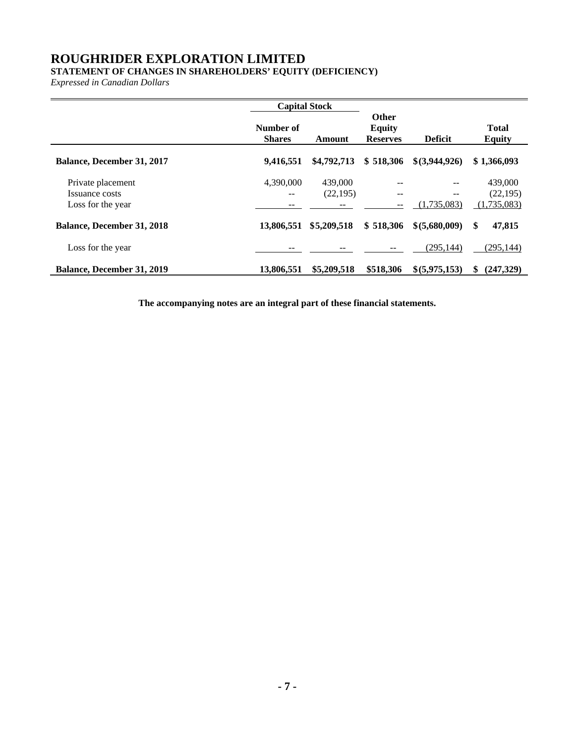# ROUGHRIDER EXPLORATION LIMITED

**STATEMENT OF CHANGES IN SHAREHOLDERS' EQUITY (DEFICIENCY)**

*Expressed in Canadian Dollars*

| | Capital Stock | | | | |
|---|---|---|---|---|---|
| | **Number of Shares** | **Amount** | **Other Equity Reserves** | **Deficit** | **Total Equity** |
| **Balance, December 31, 2017** | **9,416,551** | **\$4,792,713** | **\$ 518,306** | **\$(3,944,926)** | **\$ 1,366,093** |
| Private placement | 4,390,000 | 439,000 | -- | -- | 439,000 |
| Issuance costs | -- | (22,195) | -- | -- | (22,195) |
| Loss for the year | -- | -- | -- | (1,735,083) | (1,735,083) |
| **Balance, December 31, 2018** | **13,806,551** | **\$5,209,518** | **\$ 518,306** | **\$(5,680,009)** | **\$ 47,815** |
| Loss for the year | -- | -- | -- | (295,144) | (295,144) |
| **Balance, December 31, 2019** | **13,806,551** | **\$5,209,518** | **\$518,306** | **\$(5,975,153)** | **\$ (247,329)** |

**The accompanying notes are an integral part of these financial statements.**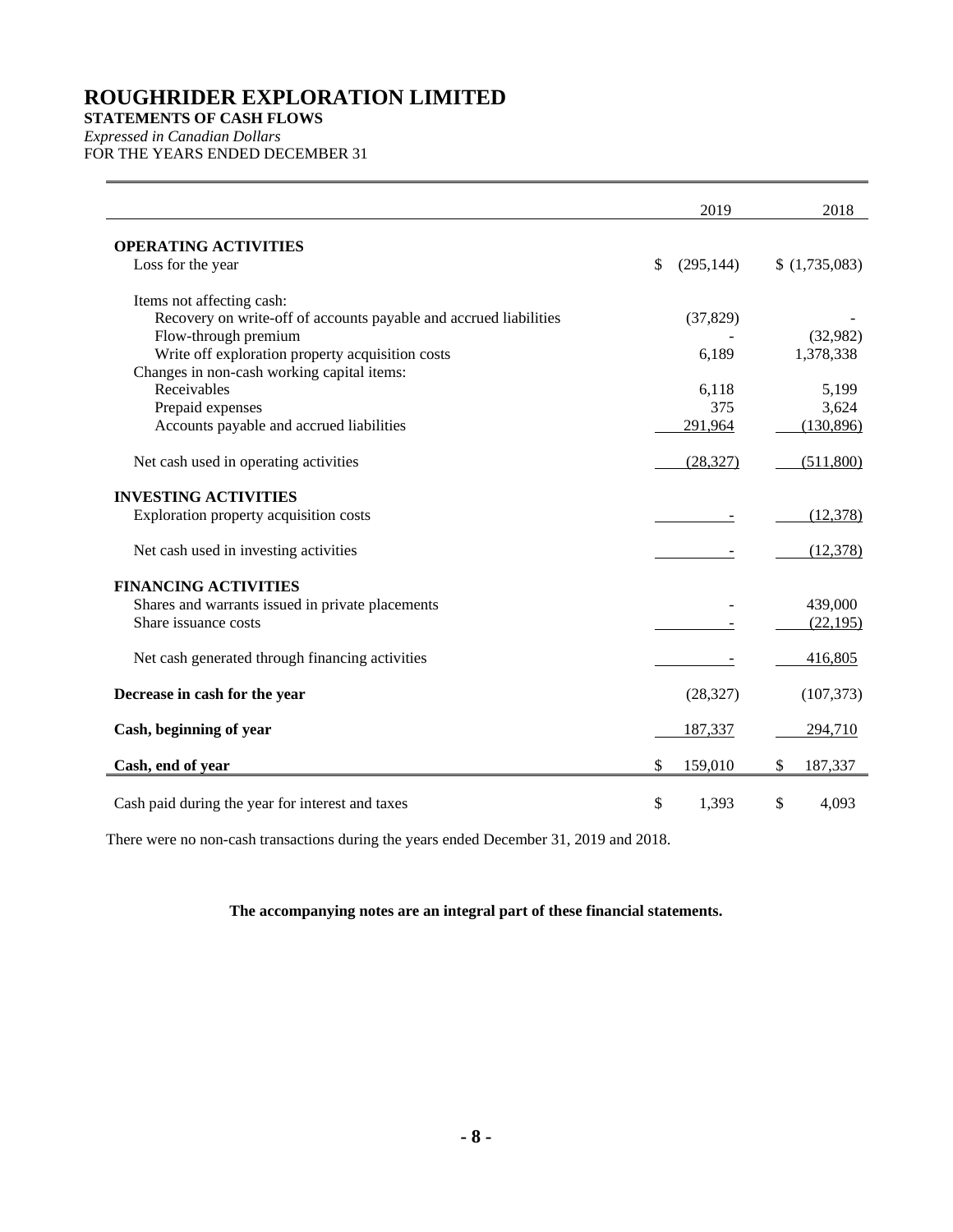# ROUGHRIDER EXPLORATION LIMITED

**STATEMENTS OF CASH FLOWS**

*Expressed in Canadian Dollars*

FOR THE YEARS ENDED DECEMBER 31

| | 2019 | 2018 |
|---|---|---|
| **OPERATING ACTIVITIES** | | |
| Loss for the year | $ (295,144) | $ (1,735,083) |
| Items not affecting cash: | | |
| Recovery on write-off of accounts payable and accrued liabilities | (37,829) | - |
| Flow-through premium | - | (32,982) |
| Write off exploration property acquisition costs | 6,189 | 1,378,338 |
| Changes in non-cash working capital items: | | |
| Receivables | 6,118 | 5,199 |
| Prepaid expenses | 375 | 3,624 |
| Accounts payable and accrued liabilities | 291,964 | (130,896) |
| Net cash used in operating activities | (28,327) | (511,800) |
| **INVESTING ACTIVITIES** | | |
| Exploration property acquisition costs | - | (12,378) |
| Net cash used in investing activities | - | (12,378) |
| **FINANCING ACTIVITIES** | | |
| Shares and warrants issued in private placements | - | 439,000 |
| Share issuance costs | - | (22,195) |
| Net cash generated through financing activities | - | 416,805 |
| **Decrease in cash for the year** | (28,327) | (107,373) |
| **Cash, beginning of year** | 187,337 | 294,710 |
| **Cash, end of year** | $ 159,010 | $ 187,337 |
| Cash paid during the year for interest and taxes | $ 1,393 | $ 4,093 |

There were no non-cash transactions during the years ended December 31, 2019 and 2018.

**The accompanying notes are an integral part of these financial statements.**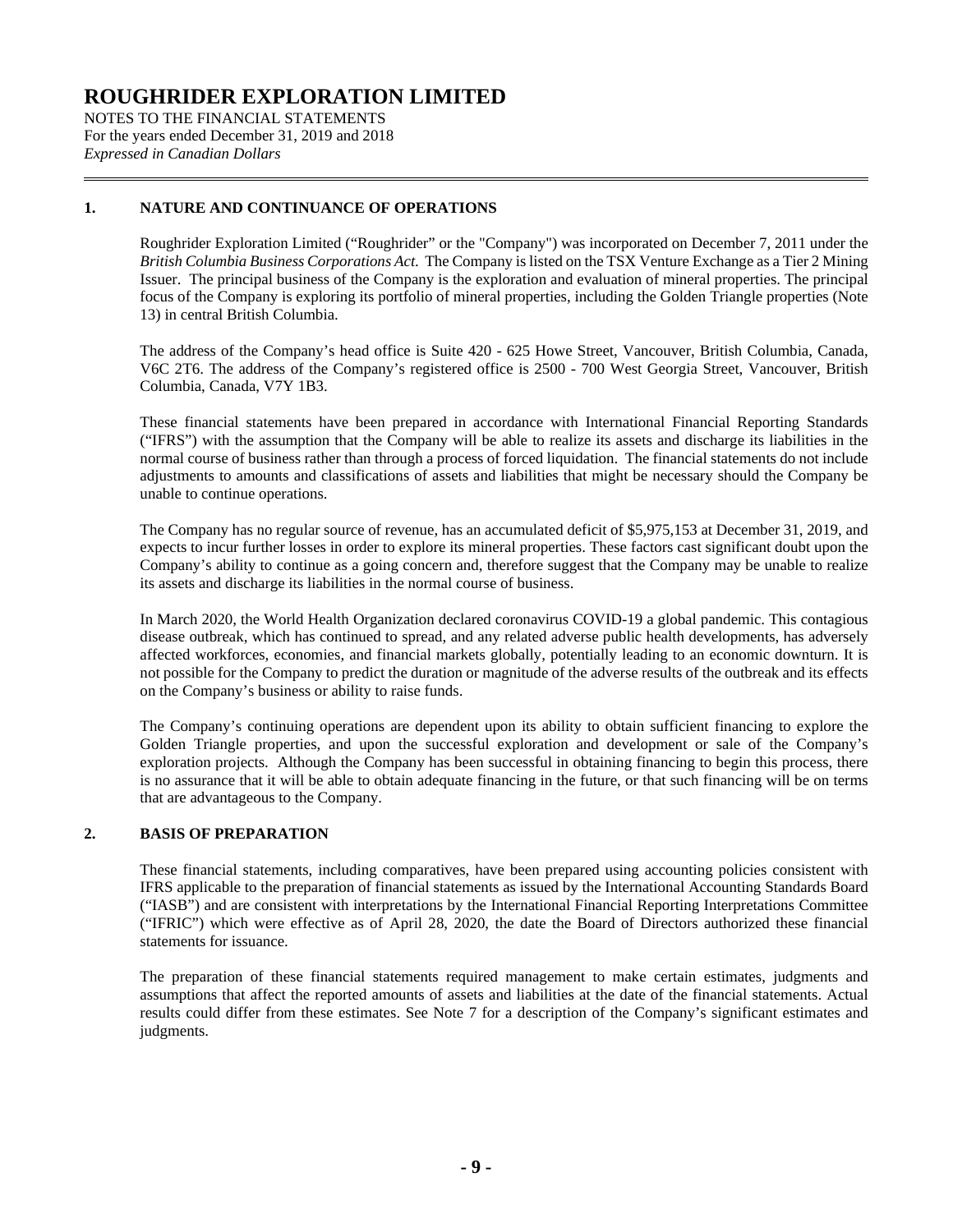# ROUGHRIDER EXPLORATION LIMITED

NOTES TO THE FINANCIAL STATEMENTS
For the years ended December 31, 2019 and 2018
*Expressed in Canadian Dollars*

## 1. NATURE AND CONTINUANCE OF OPERATIONS

Roughrider Exploration Limited ("Roughrider" or the "Company") was incorporated on December 7, 2011 under the *British Columbia Business Corporations Act*. The Company is listed on the TSX Venture Exchange as a Tier 2 Mining Issuer. The principal business of the Company is the exploration and evaluation of mineral properties. The principal focus of the Company is exploring its portfolio of mineral properties, including the Golden Triangle properties (Note 13) in central British Columbia.

The address of the Company's head office is Suite 420 - 625 Howe Street, Vancouver, British Columbia, Canada, V6C 2T6. The address of the Company's registered office is 2500 - 700 West Georgia Street, Vancouver, British Columbia, Canada, V7Y 1B3.

These financial statements have been prepared in accordance with International Financial Reporting Standards ("IFRS") with the assumption that the Company will be able to realize its assets and discharge its liabilities in the normal course of business rather than through a process of forced liquidation. The financial statements do not include adjustments to amounts and classifications of assets and liabilities that might be necessary should the Company be unable to continue operations.

The Company has no regular source of revenue, has an accumulated deficit of $5,975,153 at December 31, 2019, and expects to incur further losses in order to explore its mineral properties. These factors cast significant doubt upon the Company's ability to continue as a going concern and, therefore suggest that the Company may be unable to realize its assets and discharge its liabilities in the normal course of business.

In March 2020, the World Health Organization declared coronavirus COVID-19 a global pandemic. This contagious disease outbreak, which has continued to spread, and any related adverse public health developments, has adversely affected workforces, economies, and financial markets globally, potentially leading to an economic downturn. It is not possible for the Company to predict the duration or magnitude of the adverse results of the outbreak and its effects on the Company's business or ability to raise funds.

The Company's continuing operations are dependent upon its ability to obtain sufficient financing to explore the Golden Triangle properties, and upon the successful exploration and development or sale of the Company's exploration projects. Although the Company has been successful in obtaining financing to begin this process, there is no assurance that it will be able to obtain adequate financing in the future, or that such financing will be on terms that are advantageous to the Company.

## 2. BASIS OF PREPARATION

These financial statements, including comparatives, have been prepared using accounting policies consistent with IFRS applicable to the preparation of financial statements as issued by the International Accounting Standards Board ("IASB") and are consistent with interpretations by the International Financial Reporting Interpretations Committee ("IFRIC") which were effective as of April 28, 2020, the date the Board of Directors authorized these financial statements for issuance.

The preparation of these financial statements required management to make certain estimates, judgments and assumptions that affect the reported amounts of assets and liabilities at the date of the financial statements. Actual results could differ from these estimates. See Note 7 for a description of the Company's significant estimates and judgments.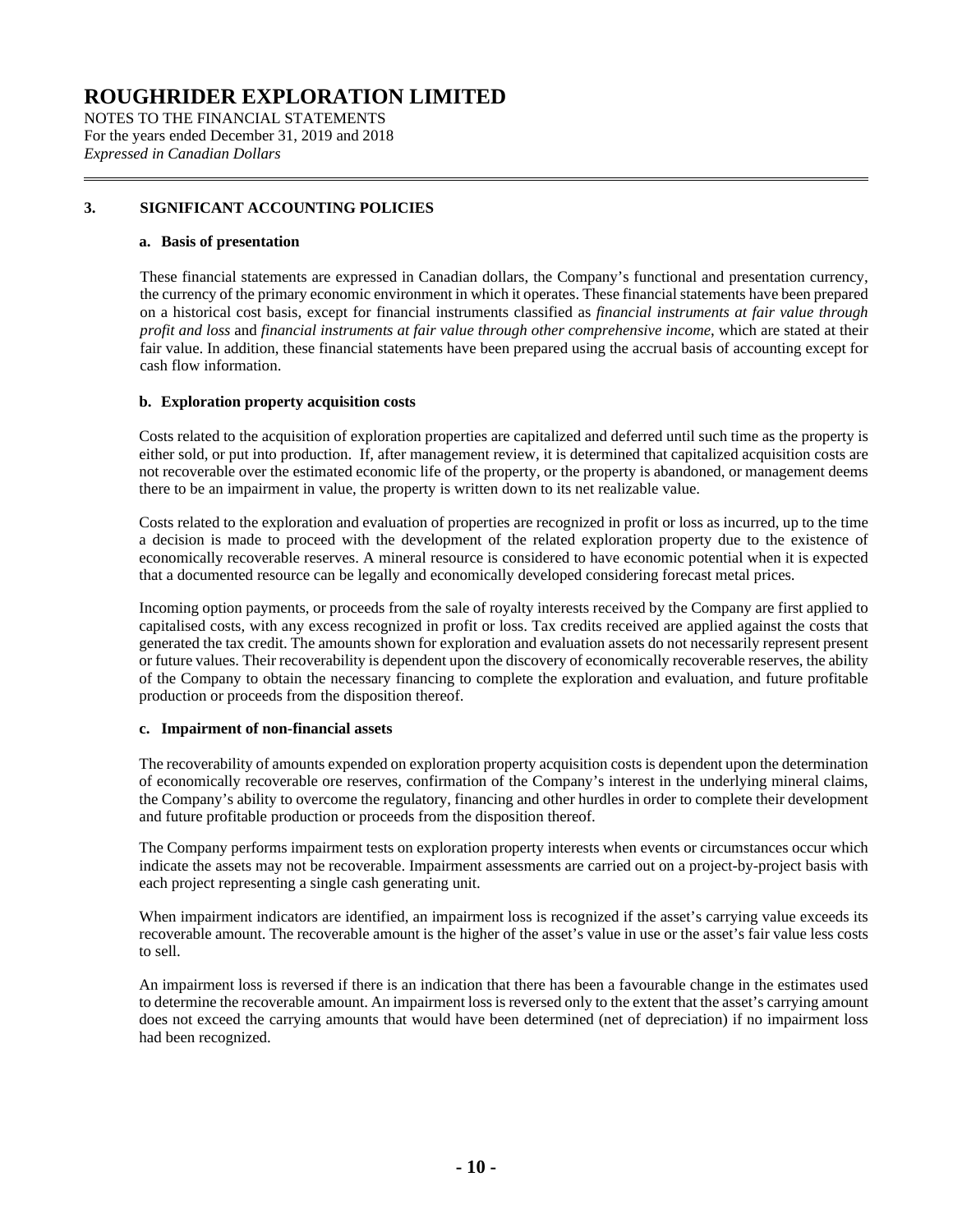# ROUGHRIDER EXPLORATION LIMITED

NOTES TO THE FINANCIAL STATEMENTS
For the years ended December 31, 2019 and 2018
*Expressed in Canadian Dollars*

## 3. SIGNIFICANT ACCOUNTING POLICIES

### a. Basis of presentation

These financial statements are expressed in Canadian dollars, the Company's functional and presentation currency, the currency of the primary economic environment in which it operates. These financial statements have been prepared on a historical cost basis, except for financial instruments classified as *financial instruments at fair value through profit and loss* and *financial instruments at fair value through other comprehensive income*, which are stated at their fair value. In addition, these financial statements have been prepared using the accrual basis of accounting except for cash flow information.

### b. Exploration property acquisition costs

Costs related to the acquisition of exploration properties are capitalized and deferred until such time as the property is either sold, or put into production. If, after management review, it is determined that capitalized acquisition costs are not recoverable over the estimated economic life of the property, or the property is abandoned, or management deems there to be an impairment in value, the property is written down to its net realizable value.

Costs related to the exploration and evaluation of properties are recognized in profit or loss as incurred, up to the time a decision is made to proceed with the development of the related exploration property due to the existence of economically recoverable reserves. A mineral resource is considered to have economic potential when it is expected that a documented resource can be legally and economically developed considering forecast metal prices.

Incoming option payments, or proceeds from the sale of royalty interests received by the Company are first applied to capitalised costs, with any excess recognized in profit or loss. Tax credits received are applied against the costs that generated the tax credit. The amounts shown for exploration and evaluation assets do not necessarily represent present or future values. Their recoverability is dependent upon the discovery of economically recoverable reserves, the ability of the Company to obtain the necessary financing to complete the exploration and evaluation, and future profitable production or proceeds from the disposition thereof.

### c. Impairment of non-financial assets

The recoverability of amounts expended on exploration property acquisition costs is dependent upon the determination of economically recoverable ore reserves, confirmation of the Company's interest in the underlying mineral claims, the Company's ability to overcome the regulatory, financing and other hurdles in order to complete their development and future profitable production or proceeds from the disposition thereof.

The Company performs impairment tests on exploration property interests when events or circumstances occur which indicate the assets may not be recoverable. Impairment assessments are carried out on a project-by-project basis with each project representing a single cash generating unit.

When impairment indicators are identified, an impairment loss is recognized if the asset's carrying value exceeds its recoverable amount. The recoverable amount is the higher of the asset's value in use or the asset's fair value less costs to sell.

An impairment loss is reversed if there is an indication that there has been a favourable change in the estimates used to determine the recoverable amount. An impairment loss is reversed only to the extent that the asset's carrying amount does not exceed the carrying amounts that would have been determined (net of depreciation) if no impairment loss had been recognized.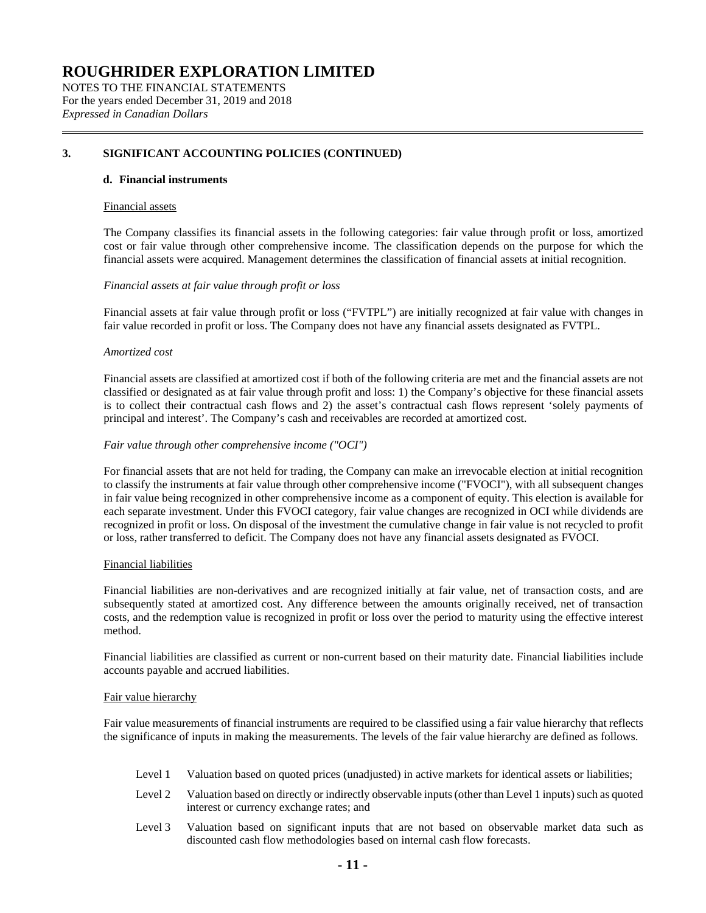# ROUGHRIDER EXPLORATION LIMITED

NOTES TO THE FINANCIAL STATEMENTS
For the years ended December 31, 2019 and 2018
*Expressed in Canadian Dollars*

## 3. SIGNIFICANT ACCOUNTING POLICIES (CONTINUED)

### d. Financial instruments

Financial assets

The Company classifies its financial assets in the following categories: fair value through profit or loss, amortized cost or fair value through other comprehensive income. The classification depends on the purpose for which the financial assets were acquired. Management determines the classification of financial assets at initial recognition.

*Financial assets at fair value through profit or loss*

Financial assets at fair value through profit or loss ("FVTPL") are initially recognized at fair value with changes in fair value recorded in profit or loss. The Company does not have any financial assets designated as FVTPL.

*Amortized cost*

Financial assets are classified at amortized cost if both of the following criteria are met and the financial assets are not classified or designated as at fair value through profit and loss: 1) the Company's objective for these financial assets is to collect their contractual cash flows and 2) the asset's contractual cash flows represent 'solely payments of principal and interest'. The Company's cash and receivables are recorded at amortized cost.

*Fair value through other comprehensive income ("OCI")*

For financial assets that are not held for trading, the Company can make an irrevocable election at initial recognition to classify the instruments at fair value through other comprehensive income ("FVOCI"), with all subsequent changes in fair value being recognized in other comprehensive income as a component of equity. This election is available for each separate investment. Under this FVOCI category, fair value changes are recognized in OCI while dividends are recognized in profit or loss. On disposal of the investment the cumulative change in fair value is not recycled to profit or loss, rather transferred to deficit. The Company does not have any financial assets designated as FVOCI.

Financial liabilities

Financial liabilities are non-derivatives and are recognized initially at fair value, net of transaction costs, and are subsequently stated at amortized cost. Any difference between the amounts originally received, net of transaction costs, and the redemption value is recognized in profit or loss over the period to maturity using the effective interest method.

Financial liabilities are classified as current or non-current based on their maturity date. Financial liabilities include accounts payable and accrued liabilities.

Fair value hierarchy

Fair value measurements of financial instruments are required to be classified using a fair value hierarchy that reflects the significance of inputs in making the measurements. The levels of the fair value hierarchy are defined as follows.

- Level 1 Valuation based on quoted prices (unadjusted) in active markets for identical assets or liabilities;
- Level 2 Valuation based on directly or indirectly observable inputs (other than Level 1 inputs) such as quoted interest or currency exchange rates; and
- Level 3 Valuation based on significant inputs that are not based on observable market data such as discounted cash flow methodologies based on internal cash flow forecasts.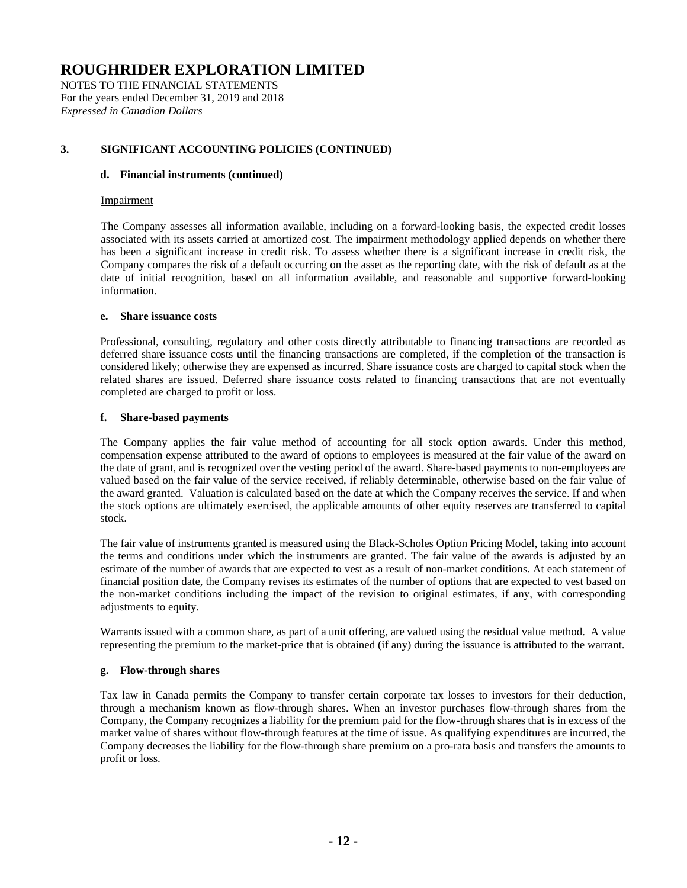# ROUGHRIDER EXPLORATION LIMITED

NOTES TO THE FINANCIAL STATEMENTS
For the years ended December 31, 2019 and 2018
*Expressed in Canadian Dollars*

## 3. SIGNIFICANT ACCOUNTING POLICIES (CONTINUED)

### d. Financial instruments (continued)

Impairment

The Company assesses all information available, including on a forward-looking basis, the expected credit losses associated with its assets carried at amortized cost. The impairment methodology applied depends on whether there has been a significant increase in credit risk. To assess whether there is a significant increase in credit risk, the Company compares the risk of a default occurring on the asset as the reporting date, with the risk of default as at the date of initial recognition, based on all information available, and reasonable and supportive forward-looking information.

### e. Share issuance costs

Professional, consulting, regulatory and other costs directly attributable to financing transactions are recorded as deferred share issuance costs until the financing transactions are completed, if the completion of the transaction is considered likely; otherwise they are expensed as incurred. Share issuance costs are charged to capital stock when the related shares are issued. Deferred share issuance costs related to financing transactions that are not eventually completed are charged to profit or loss.

### f. Share-based payments

The Company applies the fair value method of accounting for all stock option awards. Under this method, compensation expense attributed to the award of options to employees is measured at the fair value of the award on the date of grant, and is recognized over the vesting period of the award. Share-based payments to non-employees are valued based on the fair value of the service received, if reliably determinable, otherwise based on the fair value of the award granted. Valuation is calculated based on the date at which the Company receives the service. If and when the stock options are ultimately exercised, the applicable amounts of other equity reserves are transferred to capital stock.

The fair value of instruments granted is measured using the Black-Scholes Option Pricing Model, taking into account the terms and conditions under which the instruments are granted. The fair value of the awards is adjusted by an estimate of the number of awards that are expected to vest as a result of non-market conditions. At each statement of financial position date, the Company revises its estimates of the number of options that are expected to vest based on the non-market conditions including the impact of the revision to original estimates, if any, with corresponding adjustments to equity.

Warrants issued with a common share, as part of a unit offering, are valued using the residual value method. A value representing the premium to the market-price that is obtained (if any) during the issuance is attributed to the warrant.

### g. Flow-through shares

Tax law in Canada permits the Company to transfer certain corporate tax losses to investors for their deduction, through a mechanism known as flow-through shares. When an investor purchases flow-through shares from the Company, the Company recognizes a liability for the premium paid for the flow-through shares that is in excess of the market value of shares without flow-through features at the time of issue. As qualifying expenditures are incurred, the Company decreases the liability for the flow-through share premium on a pro-rata basis and transfers the amounts to profit or loss.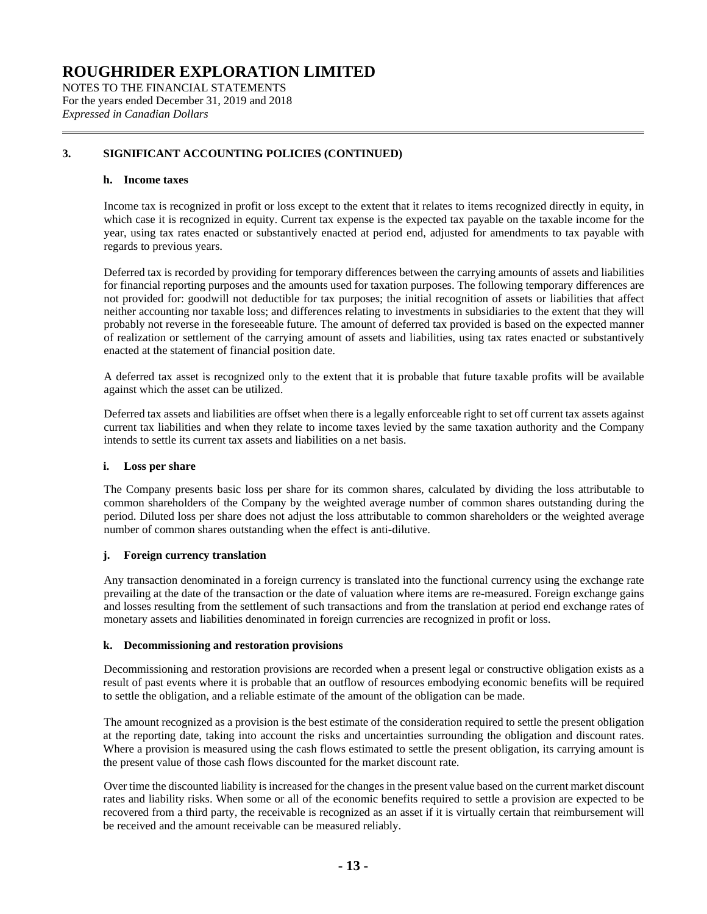# ROUGHRIDER EXPLORATION LIMITED

NOTES TO THE FINANCIAL STATEMENTS
For the years ended December 31, 2019 and 2018
*Expressed in Canadian Dollars*

## 3. SIGNIFICANT ACCOUNTING POLICIES (CONTINUED)

### h. Income taxes

Income tax is recognized in profit or loss except to the extent that it relates to items recognized directly in equity, in which case it is recognized in equity. Current tax expense is the expected tax payable on the taxable income for the year, using tax rates enacted or substantively enacted at period end, adjusted for amendments to tax payable with regards to previous years.

Deferred tax is recorded by providing for temporary differences between the carrying amounts of assets and liabilities for financial reporting purposes and the amounts used for taxation purposes. The following temporary differences are not provided for: goodwill not deductible for tax purposes; the initial recognition of assets or liabilities that affect neither accounting nor taxable loss; and differences relating to investments in subsidiaries to the extent that they will probably not reverse in the foreseeable future. The amount of deferred tax provided is based on the expected manner of realization or settlement of the carrying amount of assets and liabilities, using tax rates enacted or substantively enacted at the statement of financial position date.

A deferred tax asset is recognized only to the extent that it is probable that future taxable profits will be available against which the asset can be utilized.

Deferred tax assets and liabilities are offset when there is a legally enforceable right to set off current tax assets against current tax liabilities and when they relate to income taxes levied by the same taxation authority and the Company intends to settle its current tax assets and liabilities on a net basis.

### i. Loss per share

The Company presents basic loss per share for its common shares, calculated by dividing the loss attributable to common shareholders of the Company by the weighted average number of common shares outstanding during the period. Diluted loss per share does not adjust the loss attributable to common shareholders or the weighted average number of common shares outstanding when the effect is anti-dilutive.

### j. Foreign currency translation

Any transaction denominated in a foreign currency is translated into the functional currency using the exchange rate prevailing at the date of the transaction or the date of valuation where items are re-measured. Foreign exchange gains and losses resulting from the settlement of such transactions and from the translation at period end exchange rates of monetary assets and liabilities denominated in foreign currencies are recognized in profit or loss.

### k. Decommissioning and restoration provisions

Decommissioning and restoration provisions are recorded when a present legal or constructive obligation exists as a result of past events where it is probable that an outflow of resources embodying economic benefits will be required to settle the obligation, and a reliable estimate of the amount of the obligation can be made.

The amount recognized as a provision is the best estimate of the consideration required to settle the present obligation at the reporting date, taking into account the risks and uncertainties surrounding the obligation and discount rates. Where a provision is measured using the cash flows estimated to settle the present obligation, its carrying amount is the present value of those cash flows discounted for the market discount rate.

Over time the discounted liability is increased for the changes in the present value based on the current market discount rates and liability risks. When some or all of the economic benefits required to settle a provision are expected to be recovered from a third party, the receivable is recognized as an asset if it is virtually certain that reimbursement will be received and the amount receivable can be measured reliably.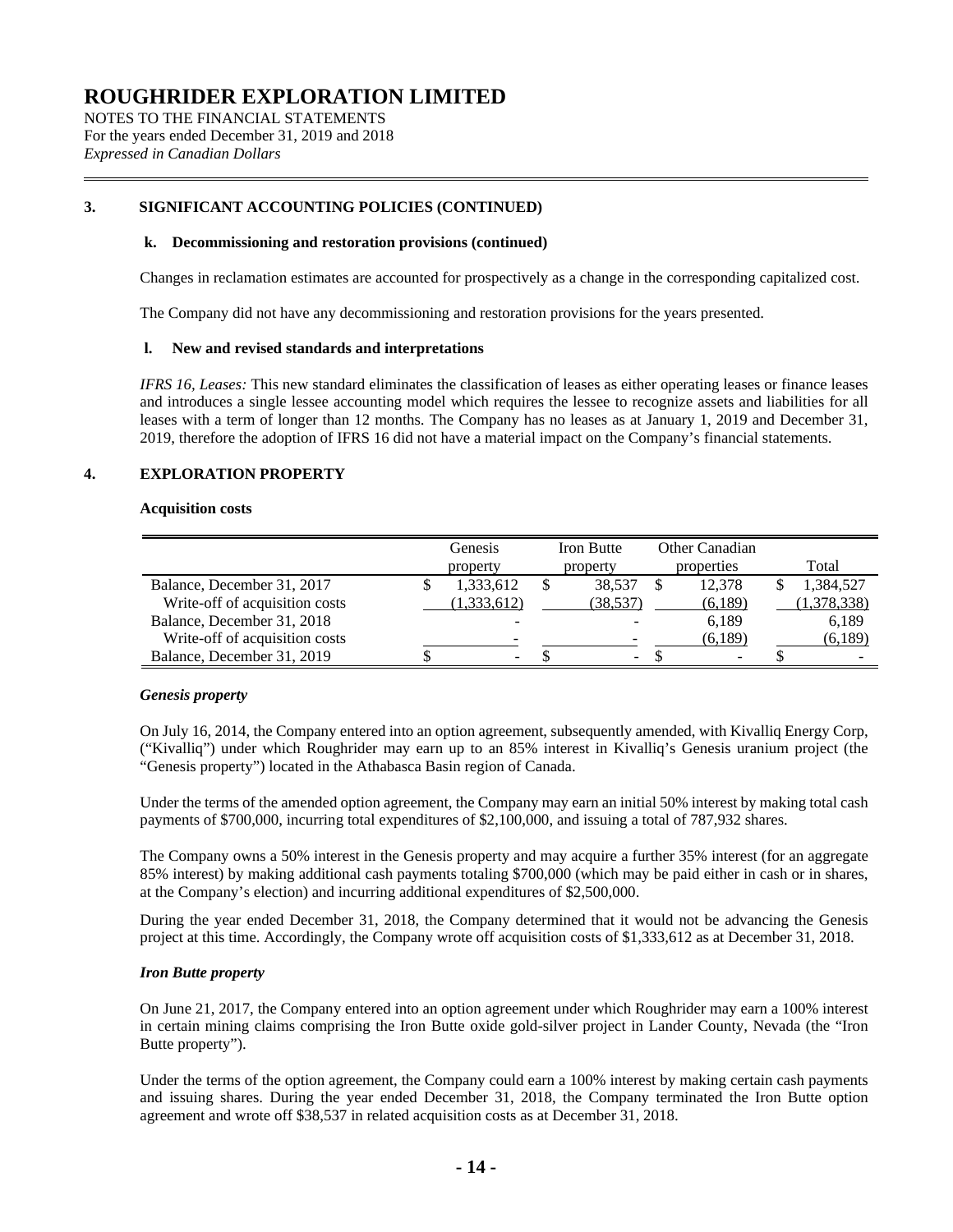# ROUGHRIDER EXPLORATION LIMITED

NOTES TO THE FINANCIAL STATEMENTS
For the years ended December 31, 2019 and 2018
*Expressed in Canadian Dollars*

## 3. SIGNIFICANT ACCOUNTING POLICIES (CONTINUED)

### k. Decommissioning and restoration provisions (continued)

Changes in reclamation estimates are accounted for prospectively as a change in the corresponding capitalized cost.

The Company did not have any decommissioning and restoration provisions for the years presented.

### l. New and revised standards and interpretations

*IFRS 16, Leases:* This new standard eliminates the classification of leases as either operating leases or finance leases and introduces a single lessee accounting model which requires the lessee to recognize assets and liabilities for all leases with a term of longer than 12 months. The Company has no leases as at January 1, 2019 and December 31, 2019, therefore the adoption of IFRS 16 did not have a material impact on the Company's financial statements.

## 4. EXPLORATION PROPERTY

**Acquisition costs**

| | Genesis property | Iron Butte property | Other Canadian properties | Total |
|---|---|---|---|---|
| Balance, December 31, 2017 | $ 1,333,612 | $ 38,537 | $ 12,378 | $ 1,384,527 |
| Write-off of acquisition costs | (1,333,612) | (38,537) | (6,189) | (1,378,338) |
| Balance, December 31, 2018 | - | - | 6,189 | 6,189 |
| Write-off of acquisition costs | - | - | (6,189) | (6,189) |
| Balance, December 31, 2019 | $ - | $ - | $ - | $ - |

***Genesis property***

On July 16, 2014, the Company entered into an option agreement, subsequently amended, with Kivalliq Energy Corp, ("Kivalliq") under which Roughrider may earn up to an 85% interest in Kivalliq's Genesis uranium project (the "Genesis property") located in the Athabasca Basin region of Canada.

Under the terms of the amended option agreement, the Company may earn an initial 50% interest by making total cash payments of $700,000, incurring total expenditures of $2,100,000, and issuing a total of 787,932 shares.

The Company owns a 50% interest in the Genesis property and may acquire a further 35% interest (for an aggregate 85% interest) by making additional cash payments totaling $700,000 (which may be paid either in cash or in shares, at the Company's election) and incurring additional expenditures of $2,500,000.

During the year ended December 31, 2018, the Company determined that it would not be advancing the Genesis project at this time. Accordingly, the Company wrote off acquisition costs of $1,333,612 as at December 31, 2018.

***Iron Butte property***

On June 21, 2017, the Company entered into an option agreement under which Roughrider may earn a 100% interest in certain mining claims comprising the Iron Butte oxide gold-silver project in Lander County, Nevada (the "Iron Butte property").

Under the terms of the option agreement, the Company could earn a 100% interest by making certain cash payments and issuing shares. During the year ended December 31, 2018, the Company terminated the Iron Butte option agreement and wrote off $38,537 in related acquisition costs as at December 31, 2018.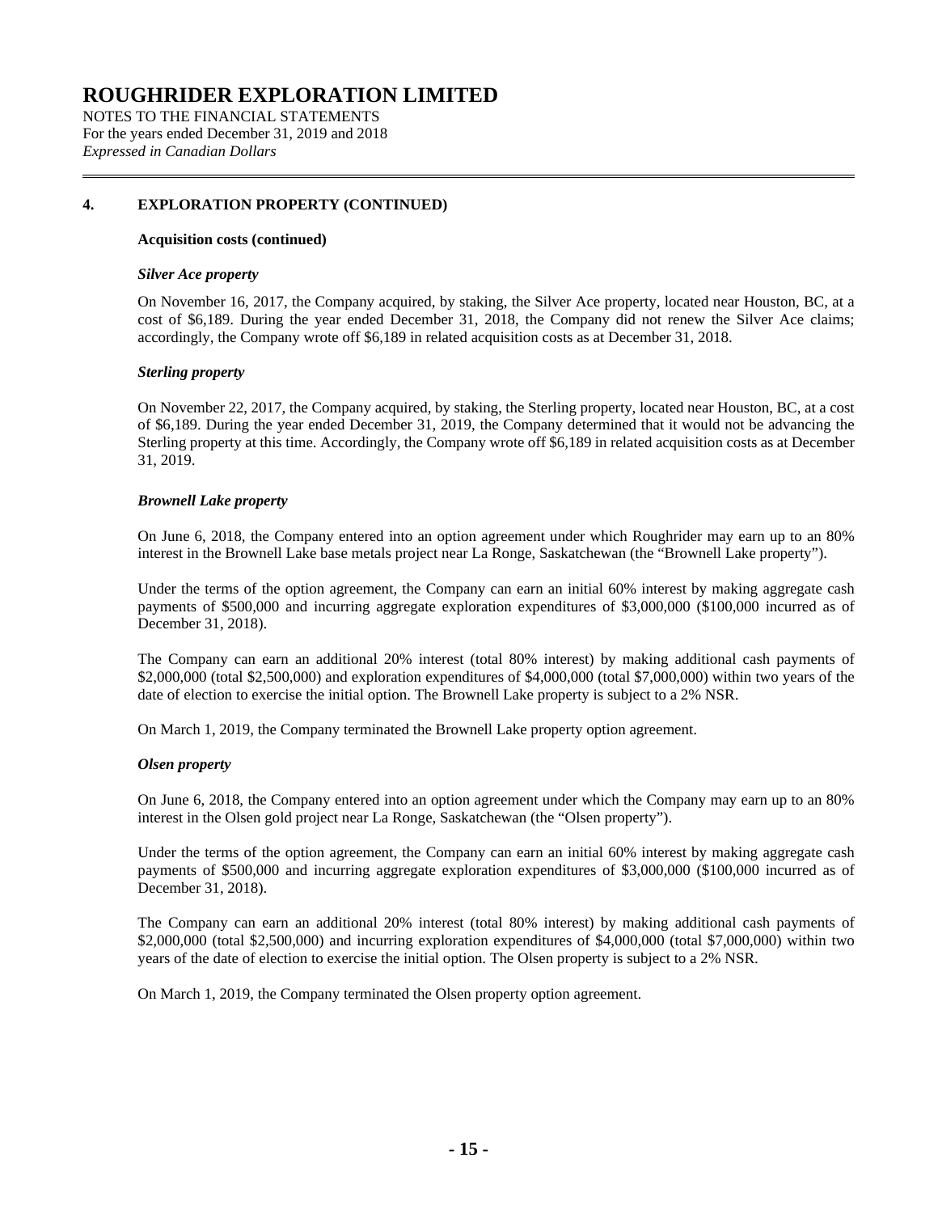## 4. EXPLORATION PROPERTY (CONTINUED)

**Acquisition costs (continued)**

***Silver Ace property***

On November 16, 2017, the Company acquired, by staking, the Silver Ace property, located near Houston, BC, at a cost of $6,189. During the year ended December 31, 2018, the Company did not renew the Silver Ace claims; accordingly, the Company wrote off $6,189 in related acquisition costs as at December 31, 2018.

***Sterling property***

On November 22, 2017, the Company acquired, by staking, the Sterling property, located near Houston, BC, at a cost of $6,189. During the year ended December 31, 2019, the Company determined that it would not be advancing the Sterling property at this time. Accordingly, the Company wrote off $6,189 in related acquisition costs as at December 31, 2019.

***Brownell Lake property***

On June 6, 2018, the Company entered into an option agreement under which Roughrider may earn up to an 80% interest in the Brownell Lake base metals project near La Ronge, Saskatchewan (the "Brownell Lake property").

Under the terms of the option agreement, the Company can earn an initial 60% interest by making aggregate cash payments of $500,000 and incurring aggregate exploration expenditures of $3,000,000 ($100,000 incurred as of December 31, 2018).

The Company can earn an additional 20% interest (total 80% interest) by making additional cash payments of $2,000,000 (total $2,500,000) and exploration expenditures of $4,000,000 (total $7,000,000) within two years of the date of election to exercise the initial option. The Brownell Lake property is subject to a 2% NSR.

On March 1, 2019, the Company terminated the Brownell Lake property option agreement.

***Olsen property***

On June 6, 2018, the Company entered into an option agreement under which the Company may earn up to an 80% interest in the Olsen gold project near La Ronge, Saskatchewan (the "Olsen property").

Under the terms of the option agreement, the Company can earn an initial 60% interest by making aggregate cash payments of $500,000 and incurring aggregate exploration expenditures of $3,000,000 ($100,000 incurred as of December 31, 2018).

The Company can earn an additional 20% interest (total 80% interest) by making additional cash payments of $2,000,000 (total $2,500,000) and incurring exploration expenditures of $4,000,000 (total $7,000,000) within two years of the date of election to exercise the initial option. The Olsen property is subject to a 2% NSR.

On March 1, 2019, the Company terminated the Olsen property option agreement.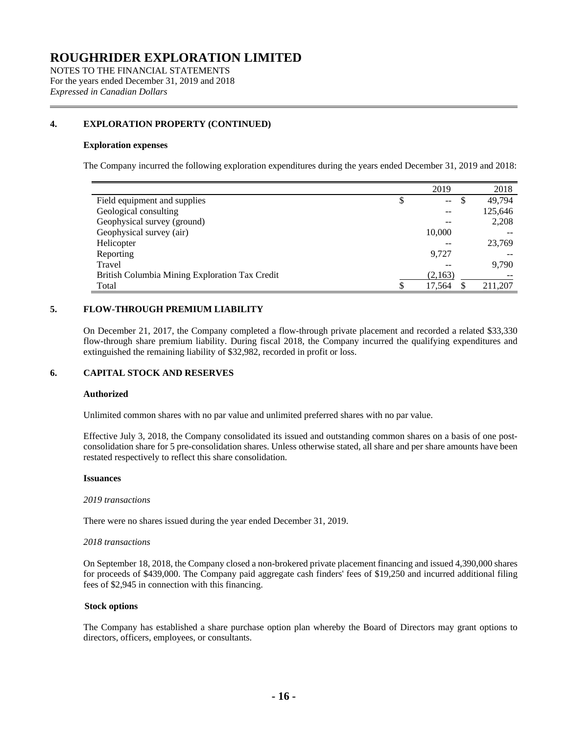# ROUGHRIDER EXPLORATION LIMITED

NOTES TO THE FINANCIAL STATEMENTS
For the years ended December 31, 2019 and 2018
*Expressed in Canadian Dollars*

## 4. EXPLORATION PROPERTY (CONTINUED)

**Exploration expenses**

The Company incurred the following exploration expenditures during the years ended December 31, 2019 and 2018:

| | 2019 | 2018 |
|---|---|---|
| Field equipment and supplies | $ -- | $ 49,794 |
| Geological consulting | -- | 125,646 |
| Geophysical survey (ground) | -- | 2,208 |
| Geophysical survey (air) | 10,000 | -- |
| Helicopter | -- | 23,769 |
| Reporting | 9,727 | -- |
| Travel | -- | 9,790 |
| British Columbia Mining Exploration Tax Credit | (2,163) | -- |
| Total | $ 17,564 | $ 211,207 |

## 5. FLOW-THROUGH PREMIUM LIABILITY

On December 21, 2017, the Company completed a flow-through private placement and recorded a related $33,330 flow-through share premium liability. During fiscal 2018, the Company incurred the qualifying expenditures and extinguished the remaining liability of $32,982, recorded in profit or loss.

## 6. CAPITAL STOCK AND RESERVES

**Authorized**

Unlimited common shares with no par value and unlimited preferred shares with no par value.

Effective July 3, 2018, the Company consolidated its issued and outstanding common shares on a basis of one post-consolidation share for 5 pre-consolidation shares. Unless otherwise stated, all share and per share amounts have been restated respectively to reflect this share consolidation.

**Issuances**

*2019 transactions*

There were no shares issued during the year ended December 31, 2019.

*2018 transactions*

On September 18, 2018, the Company closed a non-brokered private placement financing and issued 4,390,000 shares for proceeds of $439,000. The Company paid aggregate cash finders' fees of $19,250 and incurred additional filing fees of $2,945 in connection with this financing.

**Stock options**

The Company has established a share purchase option plan whereby the Board of Directors may grant options to directors, officers, employees, or consultants.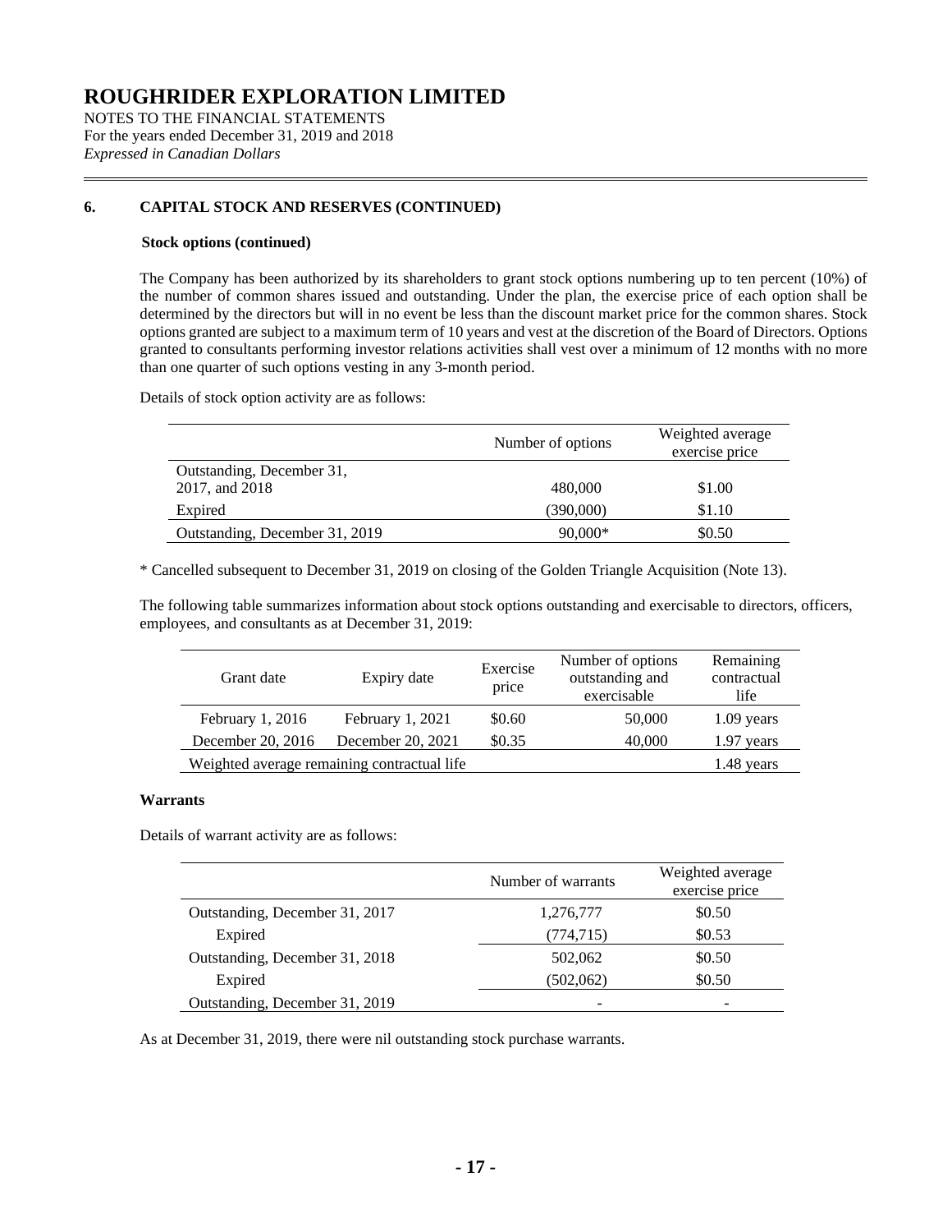# ROUGHRIDER EXPLORATION LIMITED

NOTES TO THE FINANCIAL STATEMENTS
For the years ended December 31, 2019 and 2018
*Expressed in Canadian Dollars*

## 6. CAPITAL STOCK AND RESERVES (CONTINUED)

### Stock options (continued)

The Company has been authorized by its shareholders to grant stock options numbering up to ten percent (10%) of the number of common shares issued and outstanding. Under the plan, the exercise price of each option shall be determined by the directors but will in no event be less than the discount market price for the common shares. Stock options granted are subject to a maximum term of 10 years and vest at the discretion of the Board of Directors. Options granted to consultants performing investor relations activities shall vest over a minimum of 12 months with no more than one quarter of such options vesting in any 3-month period.

Details of stock option activity are as follows:

| | Number of options | Weighted average exercise price |
|---|---|---|
| Outstanding, December 31, 2017, and 2018 | 480,000 | $1.00 |
| Expired | (390,000) | $1.10 |
| Outstanding, December 31, 2019 | 90,000* | $0.50 |

* Cancelled subsequent to December 31, 2019 on closing of the Golden Triangle Acquisition (Note 13).

The following table summarizes information about stock options outstanding and exercisable to directors, officers, employees, and consultants as at December 31, 2019:

| Grant date | Expiry date | Exercise price | Number of options outstanding and exercisable | Remaining contractual life |
|---|---|---|---|---|
| February 1, 2016 | February 1, 2021 | $0.60 | 50,000 | 1.09 years |
| December 20, 2016 | December 20, 2021 | $0.35 | 40,000 | 1.97 years |
| Weighted average remaining contractual life | | | | 1.48 years |

### Warrants

Details of warrant activity are as follows:

| | Number of warrants | Weighted average exercise price |
|---|---|---|
| Outstanding, December 31, 2017 | 1,276,777 | $0.50 |
| Expired | (774,715) | $0.53 |
| Outstanding, December 31, 2018 | 502,062 | $0.50 |
| Expired | (502,062) | $0.50 |
| Outstanding, December 31, 2019 | - | - |

As at December 31, 2019, there were nil outstanding stock purchase warrants.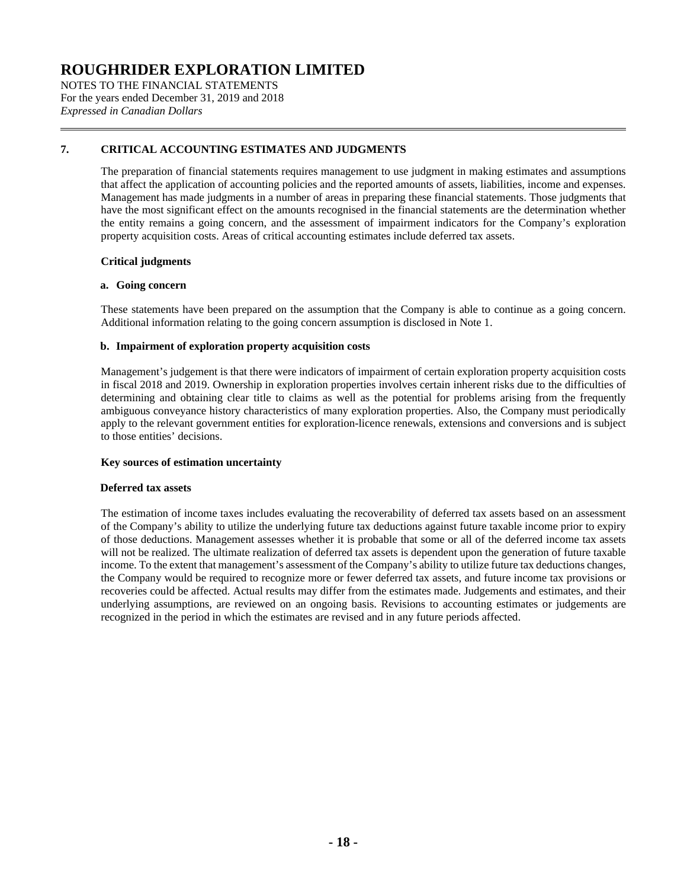## 7. CRITICAL ACCOUNTING ESTIMATES AND JUDGMENTS

The preparation of financial statements requires management to use judgment in making estimates and assumptions that affect the application of accounting policies and the reported amounts of assets, liabilities, income and expenses. Management has made judgments in a number of areas in preparing these financial statements. Those judgments that have the most significant effect on the amounts recognised in the financial statements are the determination whether the entity remains a going concern, and the assessment of impairment indicators for the Company's exploration property acquisition costs. Areas of critical accounting estimates include deferred tax assets.

### Critical judgments

**a. Going concern**

These statements have been prepared on the assumption that the Company is able to continue as a going concern. Additional information relating to the going concern assumption is disclosed in Note 1.

**b. Impairment of exploration property acquisition costs**

Management's judgement is that there were indicators of impairment of certain exploration property acquisition costs in fiscal 2018 and 2019. Ownership in exploration properties involves certain inherent risks due to the difficulties of determining and obtaining clear title to claims as well as the potential for problems arising from the frequently ambiguous conveyance history characteristics of many exploration properties. Also, the Company must periodically apply to the relevant government entities for exploration-licence renewals, extensions and conversions and is subject to those entities' decisions.

### Key sources of estimation uncertainty

**Deferred tax assets**

The estimation of income taxes includes evaluating the recoverability of deferred tax assets based on an assessment of the Company's ability to utilize the underlying future tax deductions against future taxable income prior to expiry of those deductions. Management assesses whether it is probable that some or all of the deferred income tax assets will not be realized. The ultimate realization of deferred tax assets is dependent upon the generation of future taxable income. To the extent that management's assessment of the Company's ability to utilize future tax deductions changes, the Company would be required to recognize more or fewer deferred tax assets, and future income tax provisions or recoveries could be affected. Actual results may differ from the estimates made. Judgements and estimates, and their underlying assumptions, are reviewed on an ongoing basis. Revisions to accounting estimates or judgements are recognized in the period in which the estimates are revised and in any future periods affected.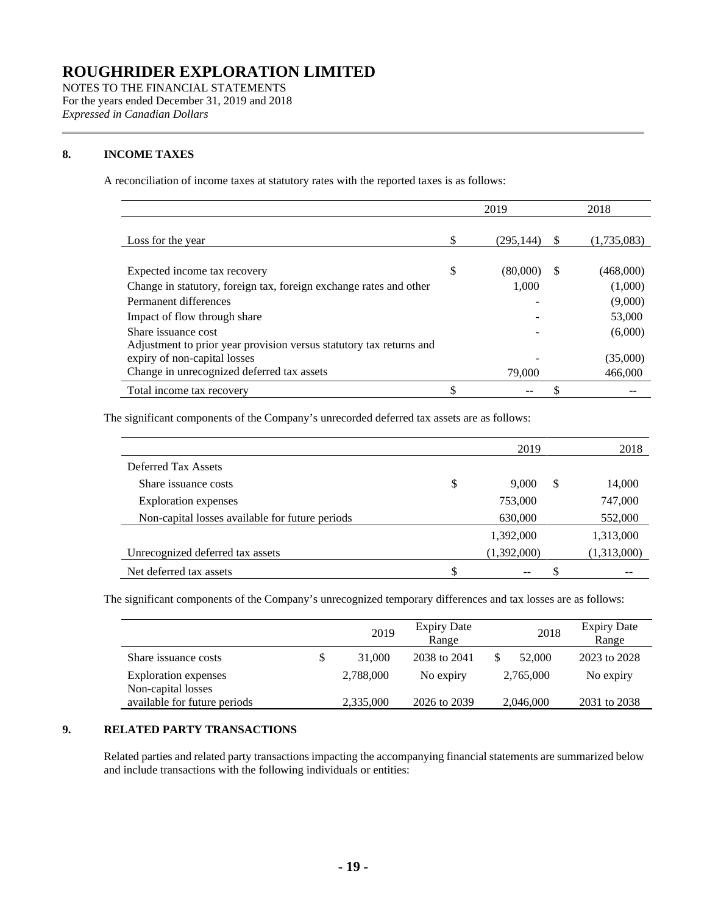# ROUGHRIDER EXPLORATION LIMITED

NOTES TO THE FINANCIAL STATEMENTS
For the years ended December 31, 2019 and 2018
*Expressed in Canadian Dollars*

## 8. INCOME TAXES

A reconciliation of income taxes at statutory rates with the reported taxes is as follows:

| | 2019 | 2018 |
|---|---|---|
| Loss for the year | $ (295,144) | $ (1,735,083) |
| Expected income tax recovery | $ (80,000) | $ (468,000) |
| Change in statutory, foreign tax, foreign exchange rates and other | 1,000 | (1,000) |
| Permanent differences | - | (9,000) |
| Impact of flow through share | - | 53,000 |
| Share issuance cost | - | (6,000) |
| Adjustment to prior year provision versus statutory tax returns and expiry of non-capital losses | - | (35,000) |
| Change in unrecognized deferred tax assets | 79,000 | 466,000 |
| Total income tax recovery | $ -- | $ -- |

The significant components of the Company's unrecorded deferred tax assets are as follows:

| | 2019 | 2018 |
|---|---|---|
| Deferred Tax Assets | | |
| Share issuance costs | $ 9,000 | $ 14,000 |
| Exploration expenses | 753,000 | 747,000 |
| Non-capital losses available for future periods | 630,000 | 552,000 |
| | 1,392,000 | 1,313,000 |
| Unrecognized deferred tax assets | (1,392,000) | (1,313,000) |
| Net deferred tax assets | $ -- | $ -- |

The significant components of the Company's unrecognized temporary differences and tax losses are as follows:

| | 2019 | Expiry Date Range | 2018 | Expiry Date Range |
|---|---|---|---|---|
| Share issuance costs | $ 31,000 | 2038 to 2041 | $ 52,000 | 2023 to 2028 |
| Exploration expenses | 2,788,000 | No expiry | 2,765,000 | No expiry |
| Non-capital losses available for future periods | 2,335,000 | 2026 to 2039 | 2,046,000 | 2031 to 2038 |

## 9. RELATED PARTY TRANSACTIONS

Related parties and related party transactions impacting the accompanying financial statements are summarized below and include transactions with the following individuals or entities: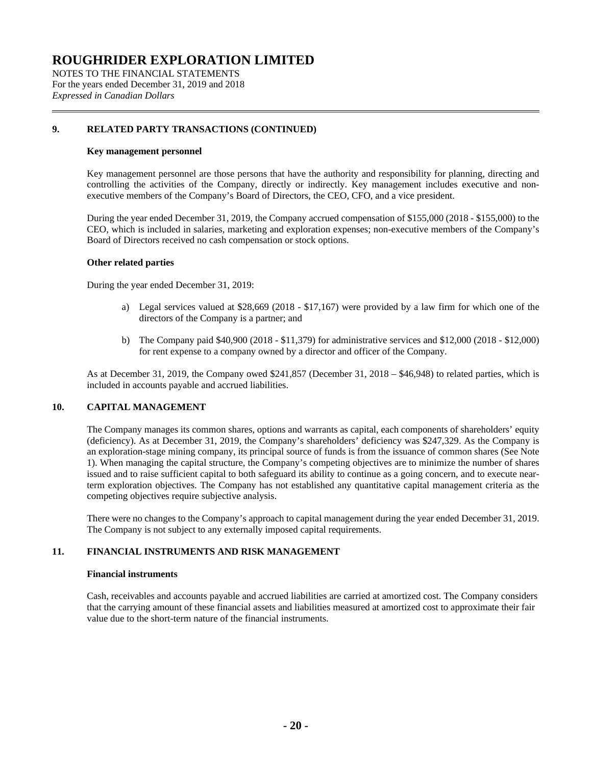## 9. RELATED PARTY TRANSACTIONS (CONTINUED)

**Key management personnel**

Key management personnel are those persons that have the authority and responsibility for planning, directing and controlling the activities of the Company, directly or indirectly. Key management includes executive and non-executive members of the Company's Board of Directors, the CEO, CFO, and a vice president.

During the year ended December 31, 2019, the Company accrued compensation of $155,000 (2018 - $155,000) to the CEO, which is included in salaries, marketing and exploration expenses; non-executive members of the Company's Board of Directors received no cash compensation or stock options.

**Other related parties**

During the year ended December 31, 2019:

a) Legal services valued at $28,669 (2018 - $17,167) were provided by a law firm for which one of the directors of the Company is a partner; and

b) The Company paid $40,900 (2018 - $11,379) for administrative services and $12,000 (2018 - $12,000) for rent expense to a company owned by a director and officer of the Company.

As at December 31, 2019, the Company owed $241,857 (December 31, 2018 – $46,948) to related parties, which is included in accounts payable and accrued liabilities.

## 10. CAPITAL MANAGEMENT

The Company manages its common shares, options and warrants as capital, each components of shareholders' equity (deficiency). As at December 31, 2019, the Company's shareholders' deficiency was $247,329. As the Company is an exploration-stage mining company, its principal source of funds is from the issuance of common shares (See Note 1). When managing the capital structure, the Company's competing objectives are to minimize the number of shares issued and to raise sufficient capital to both safeguard its ability to continue as a going concern, and to execute near-term exploration objectives. The Company has not established any quantitative capital management criteria as the competing objectives require subjective analysis.

There were no changes to the Company's approach to capital management during the year ended December 31, 2019. The Company is not subject to any externally imposed capital requirements.

## 11. FINANCIAL INSTRUMENTS AND RISK MANAGEMENT

**Financial instruments**

Cash, receivables and accounts payable and accrued liabilities are carried at amortized cost. The Company considers that the carrying amount of these financial assets and liabilities measured at amortized cost to approximate their fair value due to the short-term nature of the financial instruments.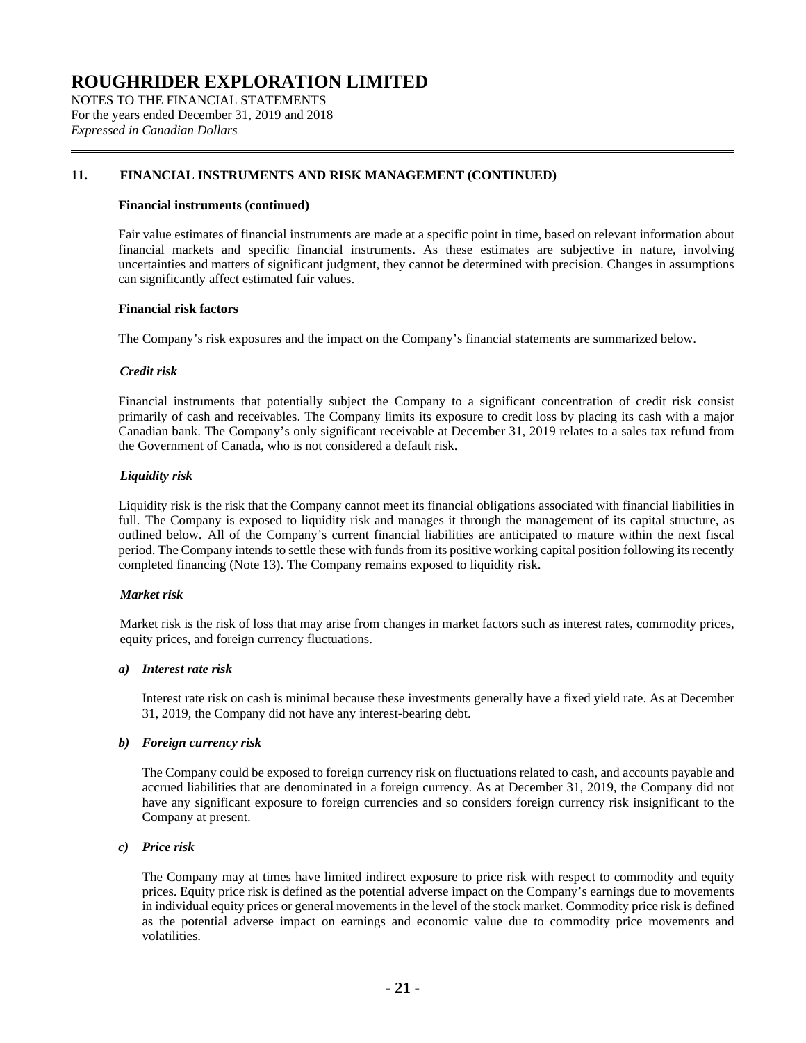## 11. FINANCIAL INSTRUMENTS AND RISK MANAGEMENT (CONTINUED)

**Financial instruments (continued)**

Fair value estimates of financial instruments are made at a specific point in time, based on relevant information about financial markets and specific financial instruments. As these estimates are subjective in nature, involving uncertainties and matters of significant judgment, they cannot be determined with precision. Changes in assumptions can significantly affect estimated fair values.

**Financial risk factors**

The Company's risk exposures and the impact on the Company's financial statements are summarized below.

***Credit risk***

Financial instruments that potentially subject the Company to a significant concentration of credit risk consist primarily of cash and receivables. The Company limits its exposure to credit loss by placing its cash with a major Canadian bank. The Company's only significant receivable at December 31, 2019 relates to a sales tax refund from the Government of Canada, who is not considered a default risk.

***Liquidity risk***

Liquidity risk is the risk that the Company cannot meet its financial obligations associated with financial liabilities in full. The Company is exposed to liquidity risk and manages it through the management of its capital structure, as outlined below. All of the Company's current financial liabilities are anticipated to mature within the next fiscal period. The Company intends to settle these with funds from its positive working capital position following its recently completed financing (Note 13). The Company remains exposed to liquidity risk.

***Market risk***

Market risk is the risk of loss that may arise from changes in market factors such as interest rates, commodity prices, equity prices, and foreign currency fluctuations.

***a) Interest rate risk***

Interest rate risk on cash is minimal because these investments generally have a fixed yield rate. As at December 31, 2019, the Company did not have any interest-bearing debt.

***b) Foreign currency risk***

The Company could be exposed to foreign currency risk on fluctuations related to cash, and accounts payable and accrued liabilities that are denominated in a foreign currency. As at December 31, 2019, the Company did not have any significant exposure to foreign currencies and so considers foreign currency risk insignificant to the Company at present.

***c) Price risk***

The Company may at times have limited indirect exposure to price risk with respect to commodity and equity prices. Equity price risk is defined as the potential adverse impact on the Company's earnings due to movements in individual equity prices or general movements in the level of the stock market. Commodity price risk is defined as the potential adverse impact on earnings and economic value due to commodity price movements and volatilities.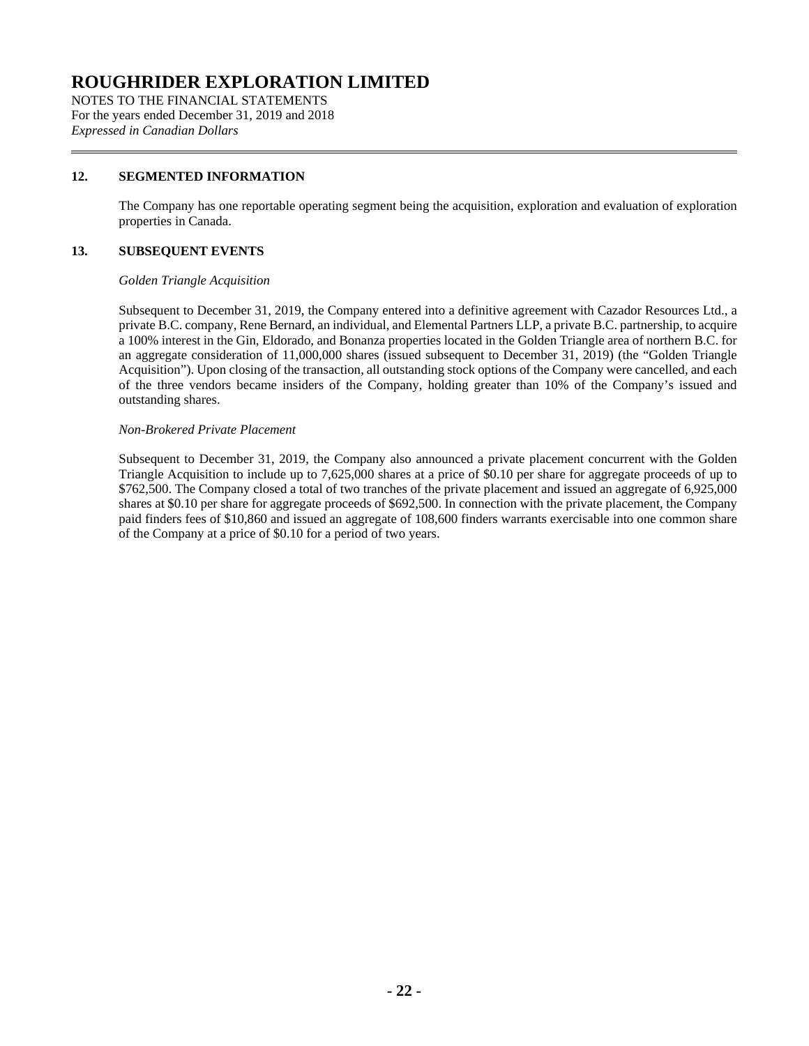# ROUGHRIDER EXPLORATION LIMITED

NOTES TO THE FINANCIAL STATEMENTS
For the years ended December 31, 2019 and 2018
*Expressed in Canadian Dollars*

## 12. SEGMENTED INFORMATION

The Company has one reportable operating segment being the acquisition, exploration and evaluation of exploration properties in Canada.

## 13. SUBSEQUENT EVENTS

*Golden Triangle Acquisition*

Subsequent to December 31, 2019, the Company entered into a definitive agreement with Cazador Resources Ltd., a private B.C. company, Rene Bernard, an individual, and Elemental Partners LLP, a private B.C. partnership, to acquire a 100% interest in the Gin, Eldorado, and Bonanza properties located in the Golden Triangle area of northern B.C. for an aggregate consideration of 11,000,000 shares (issued subsequent to December 31, 2019) (the "Golden Triangle Acquisition"). Upon closing of the transaction, all outstanding stock options of the Company were cancelled, and each of the three vendors became insiders of the Company, holding greater than 10% of the Company's issued and outstanding shares.

*Non-Brokered Private Placement*

Subsequent to December 31, 2019, the Company also announced a private placement concurrent with the Golden Triangle Acquisition to include up to 7,625,000 shares at a price of $0.10 per share for aggregate proceeds of up to $762,500. The Company closed a total of two tranches of the private placement and issued an aggregate of 6,925,000 shares at $0.10 per share for aggregate proceeds of $692,500. In connection with the private placement, the Company paid finders fees of $10,860 and issued an aggregate of 108,600 finders warrants exercisable into one common share of the Company at a price of $0.10 for a period of two years.